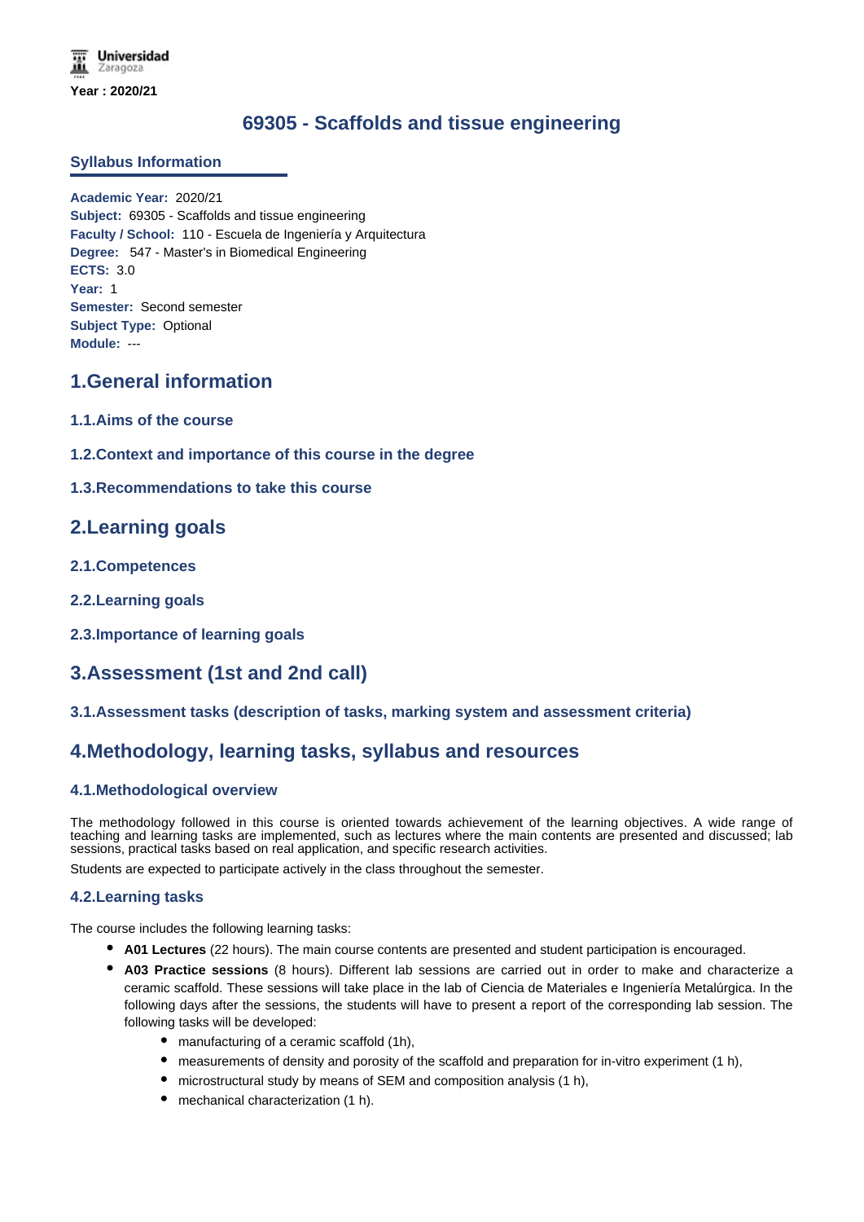Year : 2020/21

# 69305 - Scaffolds and tissue engineering

## Syllabus Information

**Academic Year:** 2020/21
**Subject:** 69305 - Scaffolds and tissue engineering
**Faculty / School:** 110 - Escuela de Ingeniería y Arquitectura
**Degree:** 547 - Master's in Biomedical Engineering
**ECTS:** 3.0
**Year:** 1
**Semester:** Second semester
**Subject Type:** Optional
**Module:** ---

## 1.General information

### 1.1.Aims of the course

### 1.2.Context and importance of this course in the degree

### 1.3.Recommendations to take this course

## 2.Learning goals

### 2.1.Competences

### 2.2.Learning goals

### 2.3.Importance of learning goals

## 3.Assessment (1st and 2nd call)

### 3.1.Assessment tasks (description of tasks, marking system and assessment criteria)

## 4.Methodology, learning tasks, syllabus and resources

### 4.1.Methodological overview

The methodology followed in this course is oriented towards achievement of the learning objectives. A wide range of teaching and learning tasks are implemented, such as lectures where the main contents are presented and discussed; lab sessions, practical tasks based on real application, and specific research activities.

Students are expected to participate actively in the class throughout the semester.

### 4.2.Learning tasks

The course includes the following learning tasks:

- **A01 Lectures** (22 hours). The main course contents are presented and student participation is encouraged.
- **A03 Practice sessions** (8 hours). Different lab sessions are carried out in order to make and characterize a ceramic scaffold. These sessions will take place in the lab of Ciencia de Materiales e Ingeniería Metalúrgica. In the following days after the sessions, the students will have to present a report of the corresponding lab session. The following tasks will be developed:
  - manufacturing of a ceramic scaffold (1h),
  - measurements of density and porosity of the scaffold and preparation for in-vitro experiment (1 h),
  - microstructural study by means of SEM and composition analysis (1 h),
  - mechanical characterization (1 h).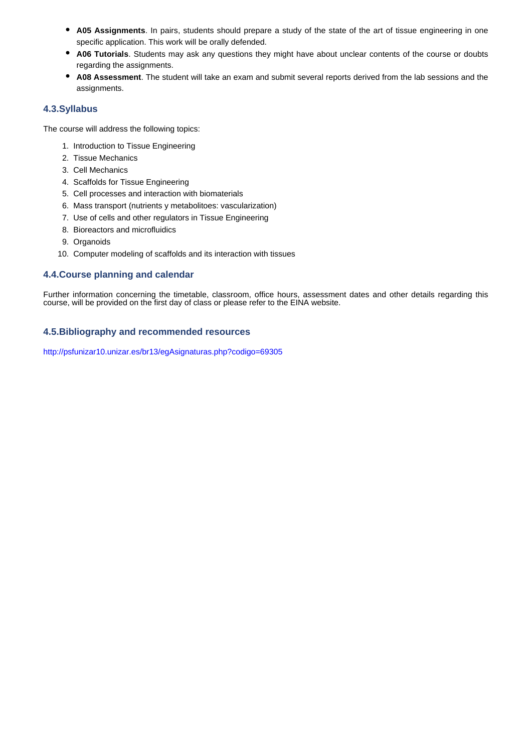- **A05 Assignments**. In pairs, students should prepare a study of the state of the art of tissue engineering in one specific application. This work will be orally defended.
- **A06 Tutorials**. Students may ask any questions they might have about unclear contents of the course or doubts regarding the assignments.
- **A08 Assessment**. The student will take an exam and submit several reports derived from the lab sessions and the assignments.

### 4.3.Syllabus

The course will address the following topics:

1. Introduction to Tissue Engineering
2. Tissue Mechanics
3. Cell Mechanics
4. Scaffolds for Tissue Engineering
5. Cell processes and interaction with biomaterials
6. Mass transport (nutrients y metabolitoes: vascularization)
7. Use of cells and other regulators in Tissue Engineering
8. Bioreactors and microfluidics
9. Organoids
10. Computer modeling of scaffolds and its interaction with tissues

### 4.4.Course planning and calendar

Further information concerning the timetable, classroom, office hours, assessment dates and other details regarding this course, will be provided on the first day of class or please refer to the EINA website.

### 4.5.Bibliography and recommended resources

http://psfunizar10.unizar.es/br13/egAsignaturas.php?codigo=69305